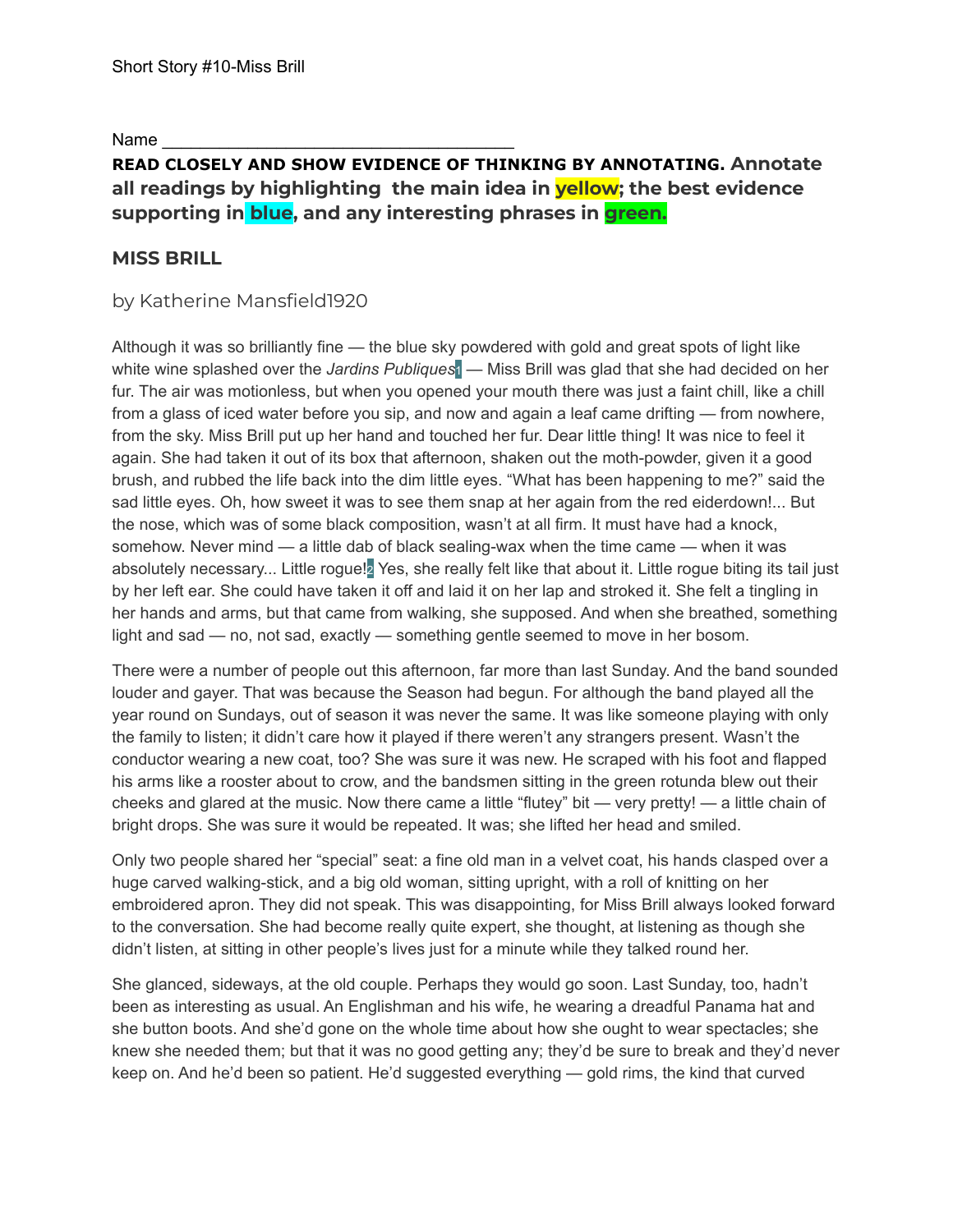Short Story #10-Miss Brill

Name ______________________________________

**READ CLOSELY AND SHOW EVIDENCE OF THINKING BY ANNOTATING. Annotate all readings by highlighting the main idea in yellow; the best evidence supporting in blue, and any interesting phrases in green.**

## MISS BRILL

by Katherine Mansfield1920

Although it was so brilliantly fine — the blue sky powdered with gold and great spots of light like white wine splashed over the *Jardins Publiques*[1] — Miss Brill was glad that she had decided on her fur. The air was motionless, but when you opened your mouth there was just a faint chill, like a chill from a glass of iced water before you sip, and now and again a leaf came drifting — from nowhere, from the sky. Miss Brill put up her hand and touched her fur. Dear little thing! It was nice to feel it again. She had taken it out of its box that afternoon, shaken out the moth-powder, given it a good brush, and rubbed the life back into the dim little eyes. "What has been happening to me?" said the sad little eyes. Oh, how sweet it was to see them snap at her again from the red eiderdown!... But the nose, which was of some black composition, wasn't at all firm. It must have had a knock, somehow. Never mind — a little dab of black sealing-wax when the time came — when it was absolutely necessary... Little rogue![2] Yes, she really felt like that about it. Little rogue biting its tail just by her left ear. She could have taken it off and laid it on her lap and stroked it. She felt a tingling in her hands and arms, but that came from walking, she supposed. And when she breathed, something light and sad — no, not sad, exactly — something gentle seemed to move in her bosom.

There were a number of people out this afternoon, far more than last Sunday. And the band sounded louder and gayer. That was because the Season had begun. For although the band played all the year round on Sundays, out of season it was never the same. It was like someone playing with only the family to listen; it didn't care how it played if there weren't any strangers present. Wasn't the conductor wearing a new coat, too? She was sure it was new. He scraped with his foot and flapped his arms like a rooster about to crow, and the bandsmen sitting in the green rotunda blew out their cheeks and glared at the music. Now there came a little "flutey" bit — very pretty! — a little chain of bright drops. She was sure it would be repeated. It was; she lifted her head and smiled.

Only two people shared her "special" seat: a fine old man in a velvet coat, his hands clasped over a huge carved walking-stick, and a big old woman, sitting upright, with a roll of knitting on her embroidered apron. They did not speak. This was disappointing, for Miss Brill always looked forward to the conversation. She had become really quite expert, she thought, at listening as though she didn't listen, at sitting in other people's lives just for a minute while they talked round her.

She glanced, sideways, at the old couple. Perhaps they would go soon. Last Sunday, too, hadn't been as interesting as usual. An Englishman and his wife, he wearing a dreadful Panama hat and she button boots. And she'd gone on the whole time about how she ought to wear spectacles; she knew she needed them; but that it was no good getting any; they'd be sure to break and they'd never keep on. And he'd been so patient. He'd suggested everything — gold rims, the kind that curved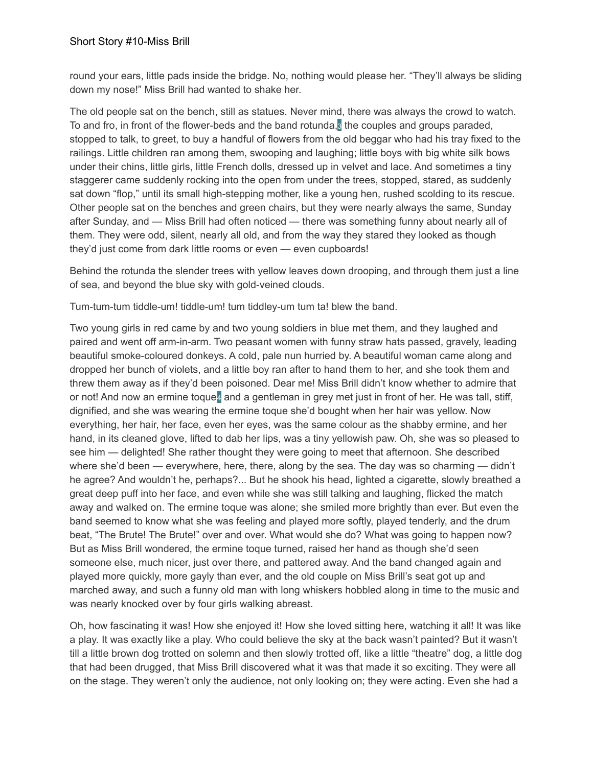round your ears, little pads inside the bridge. No, nothing would please her. "They'll always be sliding down my nose!" Miss Brill had wanted to shake her.

The old people sat on the bench, still as statues. Never mind, there was always the crowd to watch. To and fro, in front of the flower-beds and the band rotunda,[3] the couples and groups paraded, stopped to talk, to greet, to buy a handful of flowers from the old beggar who had his tray fixed to the railings. Little children ran among them, swooping and laughing; little boys with big white silk bows under their chins, little girls, little French dolls, dressed up in velvet and lace. And sometimes a tiny staggerer came suddenly rocking into the open from under the trees, stopped, stared, as suddenly sat down "flop," until its small high-stepping mother, like a young hen, rushed scolding to its rescue. Other people sat on the benches and green chairs, but they were nearly always the same, Sunday after Sunday, and — Miss Brill had often noticed — there was something funny about nearly all of them. They were odd, silent, nearly all old, and from the way they stared they looked as though they'd just come from dark little rooms or even — even cupboards!

Behind the rotunda the slender trees with yellow leaves down drooping, and through them just a line of sea, and beyond the blue sky with gold-veined clouds.

Tum-tum-tum tiddle-um! tiddle-um! tum tiddley-um tum ta! blew the band.

Two young girls in red came by and two young soldiers in blue met them, and they laughed and paired and went off arm-in-arm. Two peasant women with funny straw hats passed, gravely, leading beautiful smoke-coloured donkeys. A cold, pale nun hurried by. A beautiful woman came along and dropped her bunch of violets, and a little boy ran after to hand them to her, and she took them and threw them away as if they'd been poisoned. Dear me! Miss Brill didn't know whether to admire that or not! And now an ermine toque[4] and a gentleman in grey met just in front of her. He was tall, stiff, dignified, and she was wearing the ermine toque she'd bought when her hair was yellow. Now everything, her hair, her face, even her eyes, was the same colour as the shabby ermine, and her hand, in its cleaned glove, lifted to dab her lips, was a tiny yellowish paw. Oh, she was so pleased to see him — delighted! She rather thought they were going to meet that afternoon. She described where she'd been — everywhere, here, there, along by the sea. The day was so charming — didn't he agree? And wouldn't he, perhaps?... But he shook his head, lighted a cigarette, slowly breathed a great deep puff into her face, and even while she was still talking and laughing, flicked the match away and walked on. The ermine toque was alone; she smiled more brightly than ever. But even the band seemed to know what she was feeling and played more softly, played tenderly, and the drum beat, "The Brute! The Brute!" over and over. What would she do? What was going to happen now? But as Miss Brill wondered, the ermine toque turned, raised her hand as though she'd seen someone else, much nicer, just over there, and pattered away. And the band changed again and played more quickly, more gayly than ever, and the old couple on Miss Brill's seat got up and marched away, and such a funny old man with long whiskers hobbled along in time to the music and was nearly knocked over by four girls walking abreast.

Oh, how fascinating it was! How she enjoyed it! How she loved sitting here, watching it all! It was like a play. It was exactly like a play. Who could believe the sky at the back wasn't painted? But it wasn't till a little brown dog trotted on solemn and then slowly trotted off, like a little "theatre" dog, a little dog that had been drugged, that Miss Brill discovered what it was that made it so exciting. They were all on the stage. They weren't only the audience, not only looking on; they were acting. Even she had a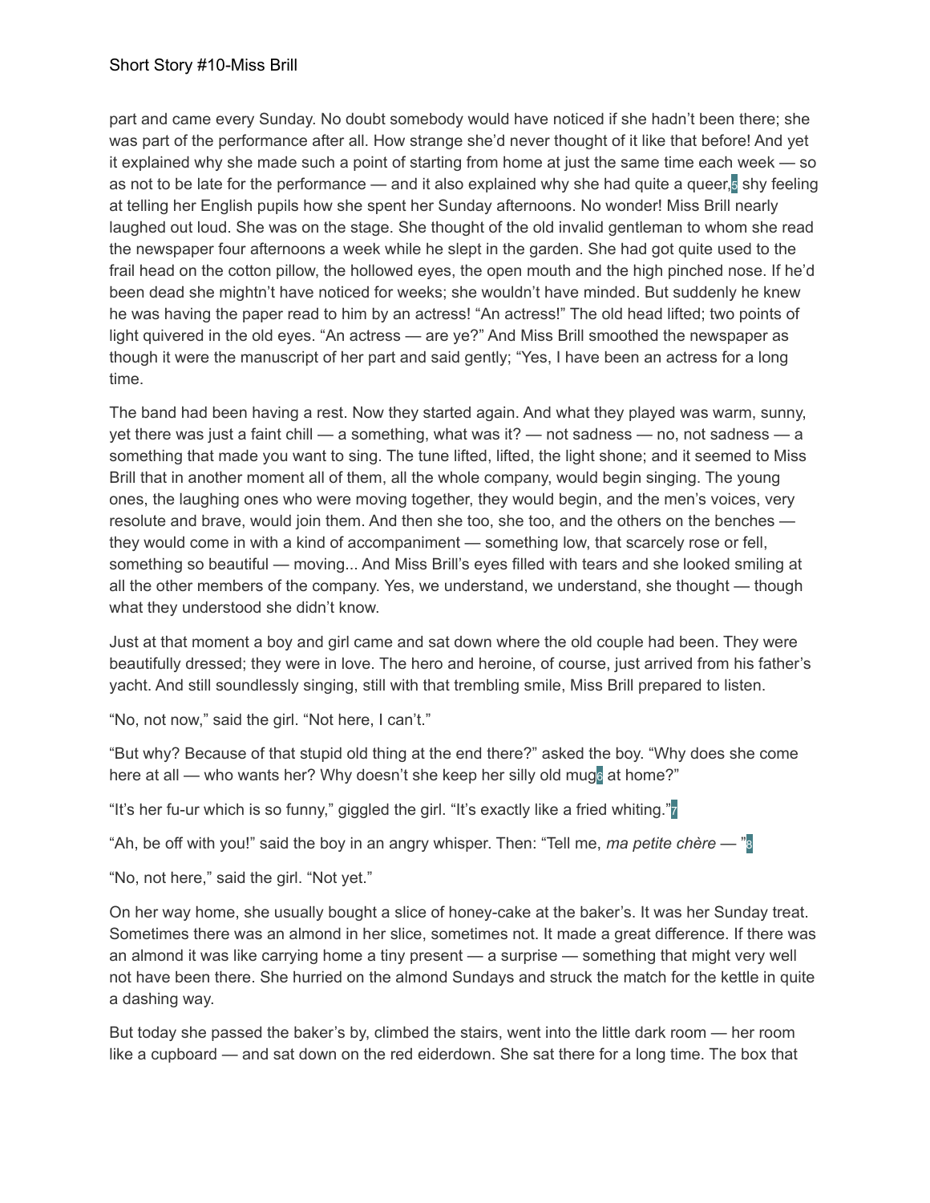part and came every Sunday. No doubt somebody would have noticed if she hadn't been there; she was part of the performance after all. How strange she'd never thought of it like that before! And yet it explained why she made such a point of starting from home at just the same time each week — so as not to be late for the performance — and it also explained why she had quite a queer,[5] shy feeling at telling her English pupils how she spent her Sunday afternoons. No wonder! Miss Brill nearly laughed out loud. She was on the stage. She thought of the old invalid gentleman to whom she read the newspaper four afternoons a week while he slept in the garden. She had got quite used to the frail head on the cotton pillow, the hollowed eyes, the open mouth and the high pinched nose. If he'd been dead she mightn't have noticed for weeks; she wouldn't have minded. But suddenly he knew he was having the paper read to him by an actress! "An actress!" The old head lifted; two points of light quivered in the old eyes. "An actress — are ye?" And Miss Brill smoothed the newspaper as though it were the manuscript of her part and said gently; "Yes, I have been an actress for a long time.

The band had been having a rest. Now they started again. And what they played was warm, sunny, yet there was just a faint chill — a something, what was it? — not sadness — no, not sadness — a something that made you want to sing. The tune lifted, lifted, the light shone; and it seemed to Miss Brill that in another moment all of them, all the whole company, would begin singing. The young ones, the laughing ones who were moving together, they would begin, and the men's voices, very resolute and brave, would join them. And then she too, she too, and the others on the benches — they would come in with a kind of accompaniment — something low, that scarcely rose or fell, something so beautiful — moving... And Miss Brill's eyes filled with tears and she looked smiling at all the other members of the company. Yes, we understand, we understand, she thought — though what they understood she didn't know.

Just at that moment a boy and girl came and sat down where the old couple had been. They were beautifully dressed; they were in love. The hero and heroine, of course, just arrived from his father's yacht. And still soundlessly singing, still with that trembling smile, Miss Brill prepared to listen.

"No, not now," said the girl. "Not here, I can't."

"But why? Because of that stupid old thing at the end there?" asked the boy. "Why does she come here at all — who wants her? Why doesn't she keep her silly old mug[6] at home?"

"It's her fu-ur which is so funny," giggled the girl. "It's exactly like a fried whiting."[7]

"Ah, be off with you!" said the boy in an angry whisper. Then: "Tell me, *ma petite chère* — "[8]

"No, not here," said the girl. "Not yet."

On her way home, she usually bought a slice of honey-cake at the baker's. It was her Sunday treat. Sometimes there was an almond in her slice, sometimes not. It made a great difference. If there was an almond it was like carrying home a tiny present — a surprise — something that might very well not have been there. She hurried on the almond Sundays and struck the match for the kettle in quite a dashing way.

But today she passed the baker's by, climbed the stairs, went into the little dark room — her room like a cupboard — and sat down on the red eiderdown. She sat there for a long time. The box that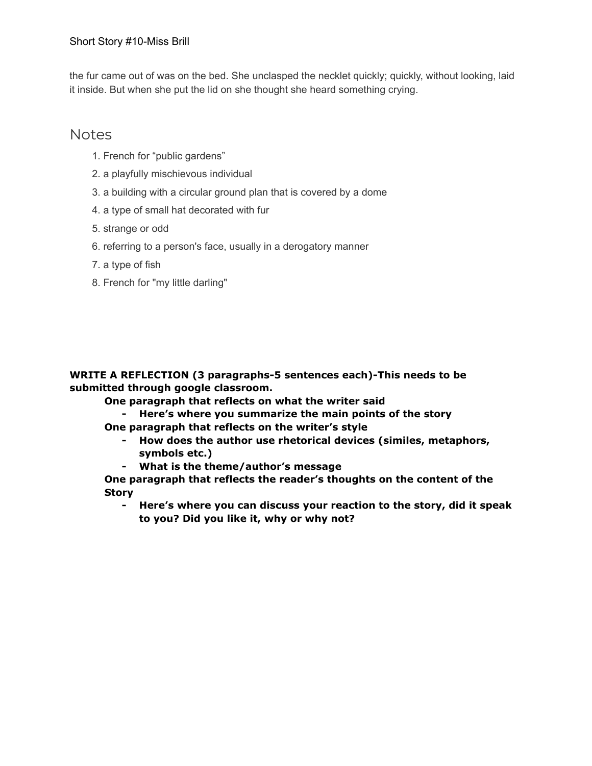the fur came out of was on the bed. She unclasped the necklet quickly; quickly, without looking, laid it inside. But when she put the lid on she thought she heard something crying.

## Notes

1. French for "public gardens"
2. a playfully mischievous individual
3. a building with a circular ground plan that is covered by a dome
4. a type of small hat decorated with fur
5. strange or odd
6. referring to a person's face, usually in a derogatory manner
7. a type of fish
8. French for "my little darling"

**WRITE A REFLECTION (3 paragraphs-5 sentences each)-This needs to be submitted through google classroom.**

**One paragraph that reflects on what the writer said**

- **Here's where you summarize the main points of the story**

**One paragraph that reflects on the writer's style**

- **How does the author use rhetorical devices (similes, metaphors, symbols etc.)**
- **What is the theme/author's message**

**One paragraph that reflects the reader's thoughts on the content of the Story**

- **Here's where you can discuss your reaction to the story, did it speak to you? Did you like it, why or why not?**